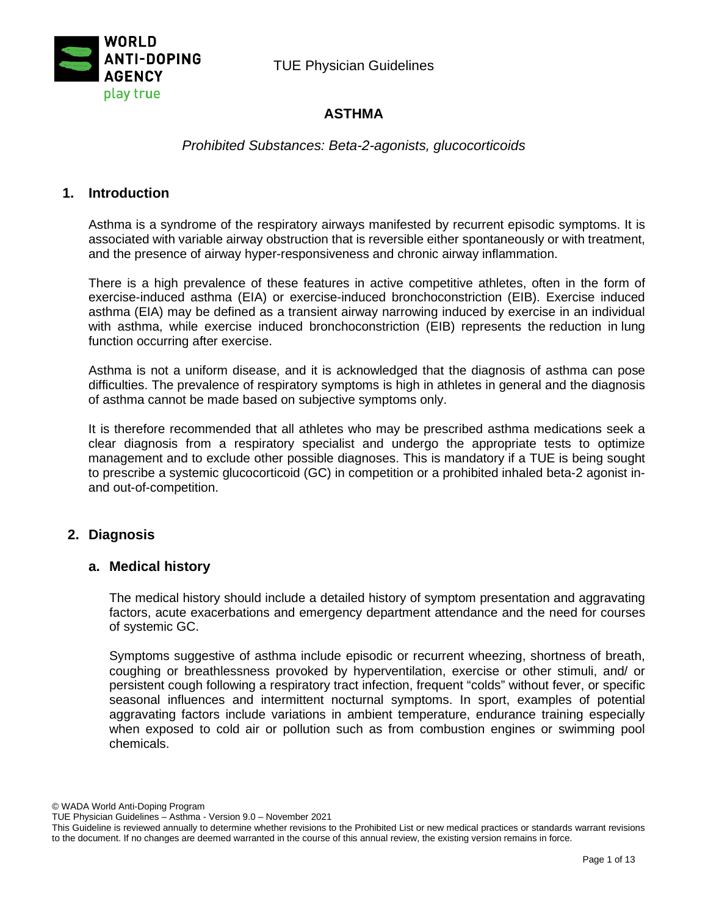# ASTHMA

*Prohibited Substances: Beta-2-agonists, glucocorticoids*

## 1. Introduction

Asthma is a syndrome of the respiratory airways manifested by recurrent episodic symptoms. It is associated with variable airway obstruction that is reversible either spontaneously or with treatment, and the presence of airway hyper-responsiveness and chronic airway inflammation.

There is a high prevalence of these features in active competitive athletes, often in the form of exercise-induced asthma (EIA) or exercise-induced bronchoconstriction (EIB). Exercise induced asthma (EIA) may be defined as a transient airway narrowing induced by exercise in an individual with asthma, while exercise induced bronchoconstriction (EIB) represents the reduction in lung function occurring after exercise.

Asthma is not a uniform disease, and it is acknowledged that the diagnosis of asthma can pose difficulties. The prevalence of respiratory symptoms is high in athletes in general and the diagnosis of asthma cannot be made based on subjective symptoms only.

It is therefore recommended that all athletes who may be prescribed asthma medications seek a clear diagnosis from a respiratory specialist and undergo the appropriate tests to optimize management and to exclude other possible diagnoses. This is mandatory if a TUE is being sought to prescribe a systemic glucocorticoid (GC) in competition or a prohibited inhaled beta-2 agonist in- and out-of-competition.

## 2. Diagnosis

### a. Medical history

The medical history should include a detailed history of symptom presentation and aggravating factors, acute exacerbations and emergency department attendance and the need for courses of systemic GC.

Symptoms suggestive of asthma include episodic or recurrent wheezing, shortness of breath, coughing or breathlessness provoked by hyperventilation, exercise or other stimuli, and/ or persistent cough following a respiratory tract infection, frequent "colds" without fever, or specific seasonal influences and intermittent nocturnal symptoms. In sport, examples of potential aggravating factors include variations in ambient temperature, endurance training especially when exposed to cold air or pollution such as from combustion engines or swimming pool chemicals.

© WADA World Anti-Doping Program
TUE Physician Guidelines – Asthma - Version 9.0 – November 2021
This Guideline is reviewed annually to determine whether revisions to the Prohibited List or new medical practices or standards warrant revisions to the document. If no changes are deemed warranted in the course of this annual review, the existing version remains in force.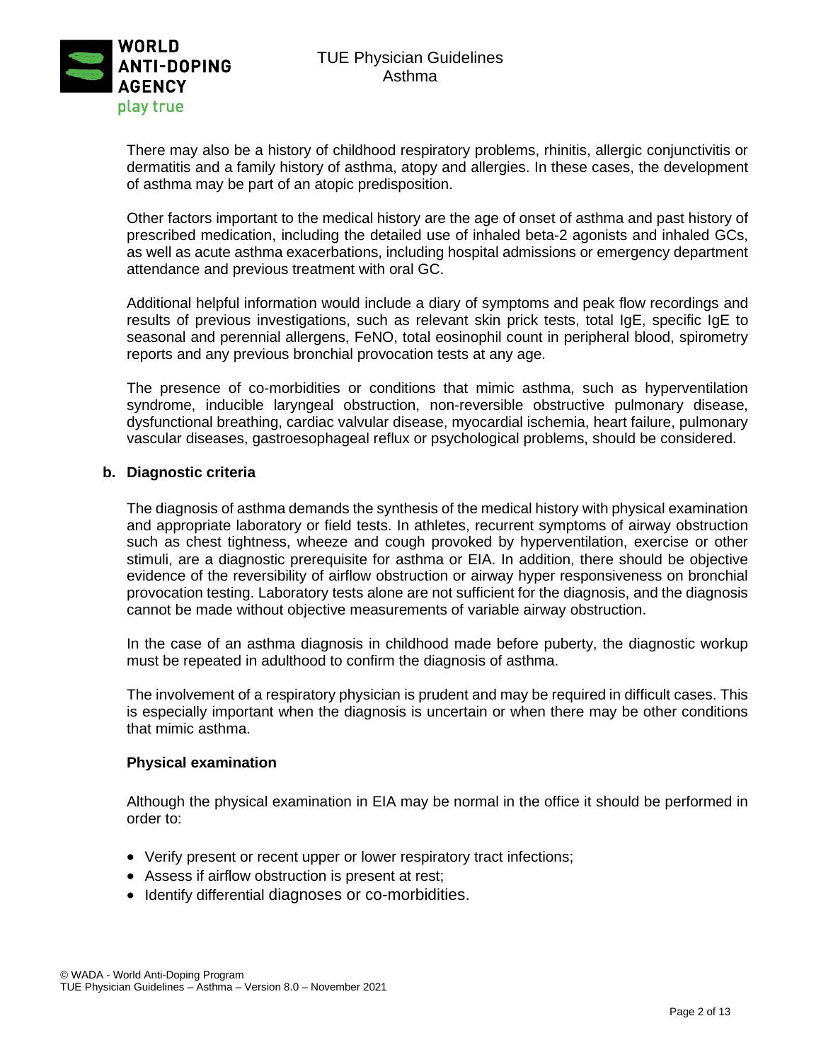There may also be a history of childhood respiratory problems, rhinitis, allergic conjunctivitis or dermatitis and a family history of asthma, atopy and allergies. In these cases, the development of asthma may be part of an atopic predisposition.

Other factors important to the medical history are the age of onset of asthma and past history of prescribed medication, including the detailed use of inhaled beta-2 agonists and inhaled GCs, as well as acute asthma exacerbations, including hospital admissions or emergency department attendance and previous treatment with oral GC.

Additional helpful information would include a diary of symptoms and peak flow recordings and results of previous investigations, such as relevant skin prick tests, total IgE, specific IgE to seasonal and perennial allergens, FeNO, total eosinophil count in peripheral blood, spirometry reports and any previous bronchial provocation tests at any age.

The presence of co-morbidities or conditions that mimic asthma, such as hyperventilation syndrome, inducible laryngeal obstruction, non-reversible obstructive pulmonary disease, dysfunctional breathing, cardiac valvular disease, myocardial ischemia, heart failure, pulmonary vascular diseases, gastroesophageal reflux or psychological problems, should be considered.

**b. Diagnostic criteria**

The diagnosis of asthma demands the synthesis of the medical history with physical examination and appropriate laboratory or field tests. In athletes, recurrent symptoms of airway obstruction such as chest tightness, wheeze and cough provoked by hyperventilation, exercise or other stimuli, are a diagnostic prerequisite for asthma or EIA. In addition, there should be objective evidence of the reversibility of airflow obstruction or airway hyper responsiveness on bronchial provocation testing. Laboratory tests alone are not sufficient for the diagnosis, and the diagnosis cannot be made without objective measurements of variable airway obstruction.

In the case of an asthma diagnosis in childhood made before puberty, the diagnostic workup must be repeated in adulthood to confirm the diagnosis of asthma.

The involvement of a respiratory physician is prudent and may be required in difficult cases. This is especially important when the diagnosis is uncertain or when there may be other conditions that mimic asthma.

**Physical examination**

Although the physical examination in EIA may be normal in the office it should be performed in order to:

- Verify present or recent upper or lower respiratory tract infections;
- Assess if airflow obstruction is present at rest;
- Identify differential diagnoses or co-morbidities.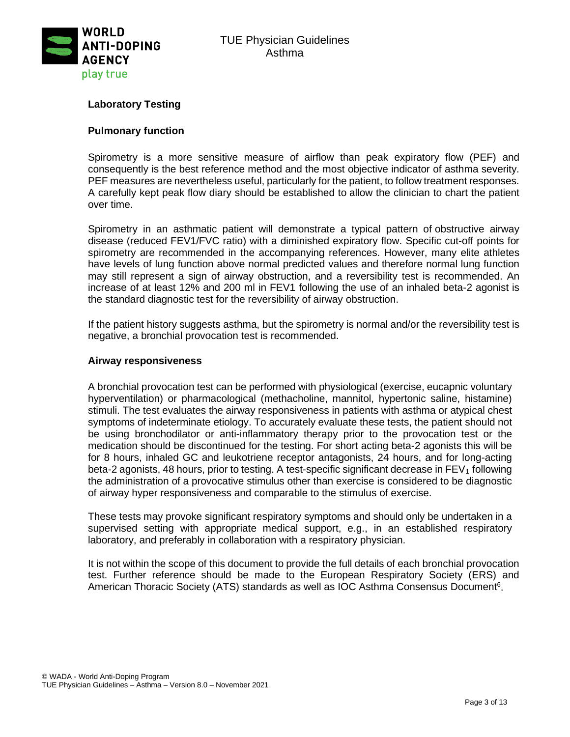## Laboratory Testing

### Pulmonary function

Spirometry is a more sensitive measure of airflow than peak expiratory flow (PEF) and consequently is the best reference method and the most objective indicator of asthma severity. PEF measures are nevertheless useful, particularly for the patient, to follow treatment responses. A carefully kept peak flow diary should be established to allow the clinician to chart the patient over time.

Spirometry in an asthmatic patient will demonstrate a typical pattern of obstructive airway disease (reduced FEV1/FVC ratio) with a diminished expiratory flow. Specific cut-off points for spirometry are recommended in the accompanying references. However, many elite athletes have levels of lung function above normal predicted values and therefore normal lung function may still represent a sign of airway obstruction, and a reversibility test is recommended. An increase of at least 12% and 200 ml in FEV1 following the use of an inhaled beta-2 agonist is the standard diagnostic test for the reversibility of airway obstruction.

If the patient history suggests asthma, but the spirometry is normal and/or the reversibility test is negative, a bronchial provocation test is recommended.

### Airway responsiveness

A bronchial provocation test can be performed with physiological (exercise, eucapnic voluntary hyperventilation) or pharmacological (methacholine, mannitol, hypertonic saline, histamine) stimuli. The test evaluates the airway responsiveness in patients with asthma or atypical chest symptoms of indeterminate etiology. To accurately evaluate these tests, the patient should not be using bronchodilator or anti-inflammatory therapy prior to the provocation test or the medication should be discontinued for the testing. For short acting beta-2 agonists this will be for 8 hours, inhaled GC and leukotriene receptor antagonists, 24 hours, and for long-acting beta-2 agonists, 48 hours, prior to testing. A test-specific significant decrease in $FEV_1$ following the administration of a provocative stimulus other than exercise is considered to be diagnostic of airway hyper responsiveness and comparable to the stimulus of exercise.

These tests may provoke significant respiratory symptoms and should only be undertaken in a supervised setting with appropriate medical support, e.g., in an established respiratory laboratory, and preferably in collaboration with a respiratory physician.

It is not within the scope of this document to provide the full details of each bronchial provocation test. Further reference should be made to the European Respiratory Society (ERS) and American Thoracic Society (ATS) standards as well as IOC Asthma Consensus Document[6].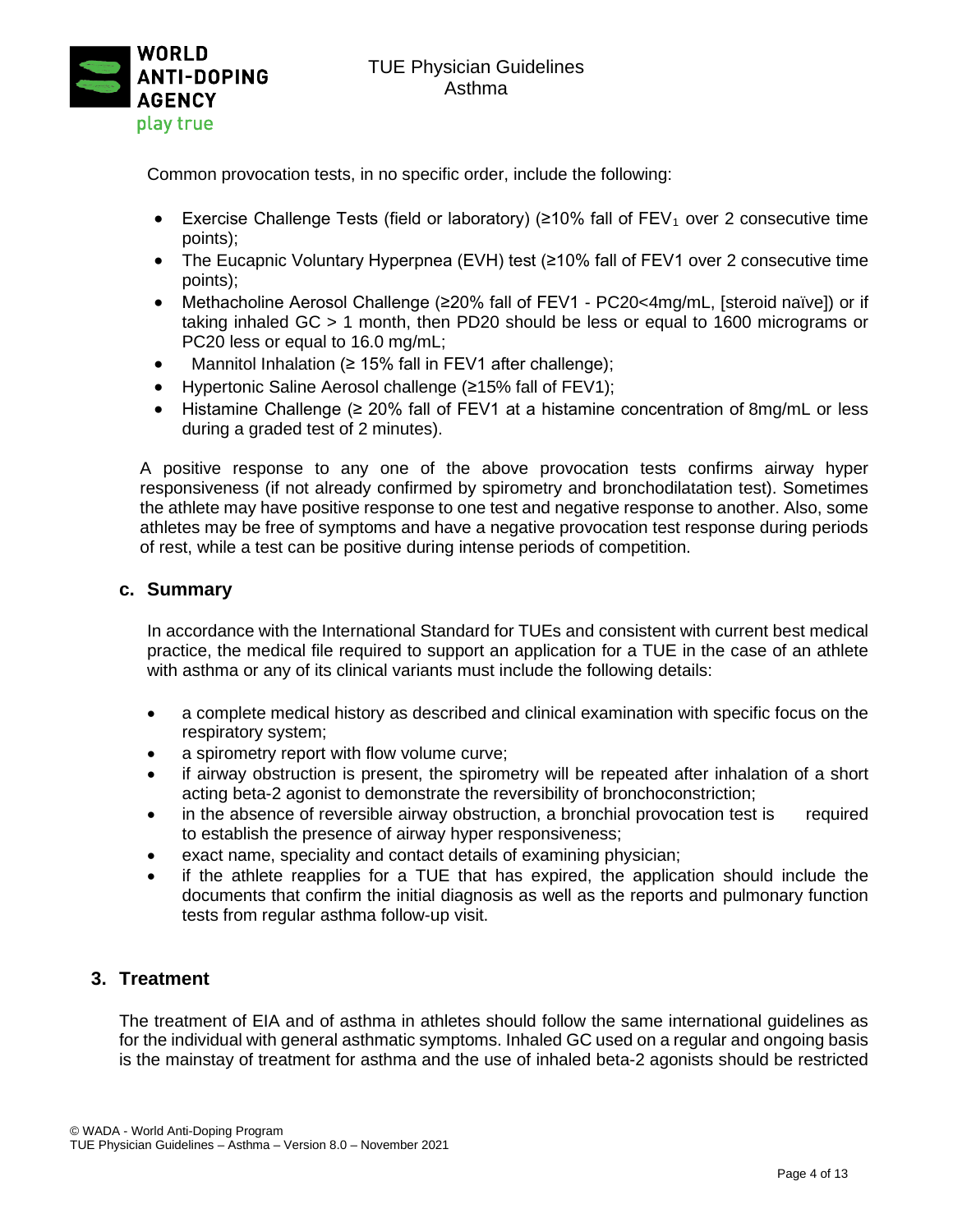Common provocation tests, in no specific order, include the following:

- Exercise Challenge Tests (field or laboratory) (≥10% fall of $FEV_1$ over 2 consecutive time points);
- The Eucapnic Voluntary Hyperpnea (EVH) test (≥10% fall of FEV1 over 2 consecutive time points);
- Methacholine Aerosol Challenge (≥20% fall of FEV1 - PC20<4mg/mL, [steroid naïve]) or if taking inhaled GC > 1 month, then PD20 should be less or equal to 1600 micrograms or PC20 less or equal to 16.0 mg/mL;
- Mannitol Inhalation (≥ 15% fall in FEV1 after challenge);
- Hypertonic Saline Aerosol challenge (≥15% fall of FEV1);
- Histamine Challenge (≥ 20% fall of FEV1 at a histamine concentration of 8mg/mL or less during a graded test of 2 minutes).

A positive response to any one of the above provocation tests confirms airway hyper responsiveness (if not already confirmed by spirometry and bronchodilatation test). Sometimes the athlete may have positive response to one test and negative response to another. Also, some athletes may be free of symptoms and have a negative provocation test response during periods of rest, while a test can be positive during intense periods of competition.

### c. Summary

In accordance with the International Standard for TUEs and consistent with current best medical practice, the medical file required to support an application for a TUE in the case of an athlete with asthma or any of its clinical variants must include the following details:

- a complete medical history as described and clinical examination with specific focus on the respiratory system;
- a spirometry report with flow volume curve;
- if airway obstruction is present, the spirometry will be repeated after inhalation of a short acting beta-2 agonist to demonstrate the reversibility of bronchoconstriction;
- in the absence of reversible airway obstruction, a bronchial provocation test is required to establish the presence of airway hyper responsiveness;
- exact name, speciality and contact details of examining physician;
- if the athlete reapplies for a TUE that has expired, the application should include the documents that confirm the initial diagnosis as well as the reports and pulmonary function tests from regular asthma follow-up visit.

## 3. Treatment

The treatment of EIA and of asthma in athletes should follow the same international guidelines as for the individual with general asthmatic symptoms. Inhaled GC used on a regular and ongoing basis is the mainstay of treatment for asthma and the use of inhaled beta-2 agonists should be restricted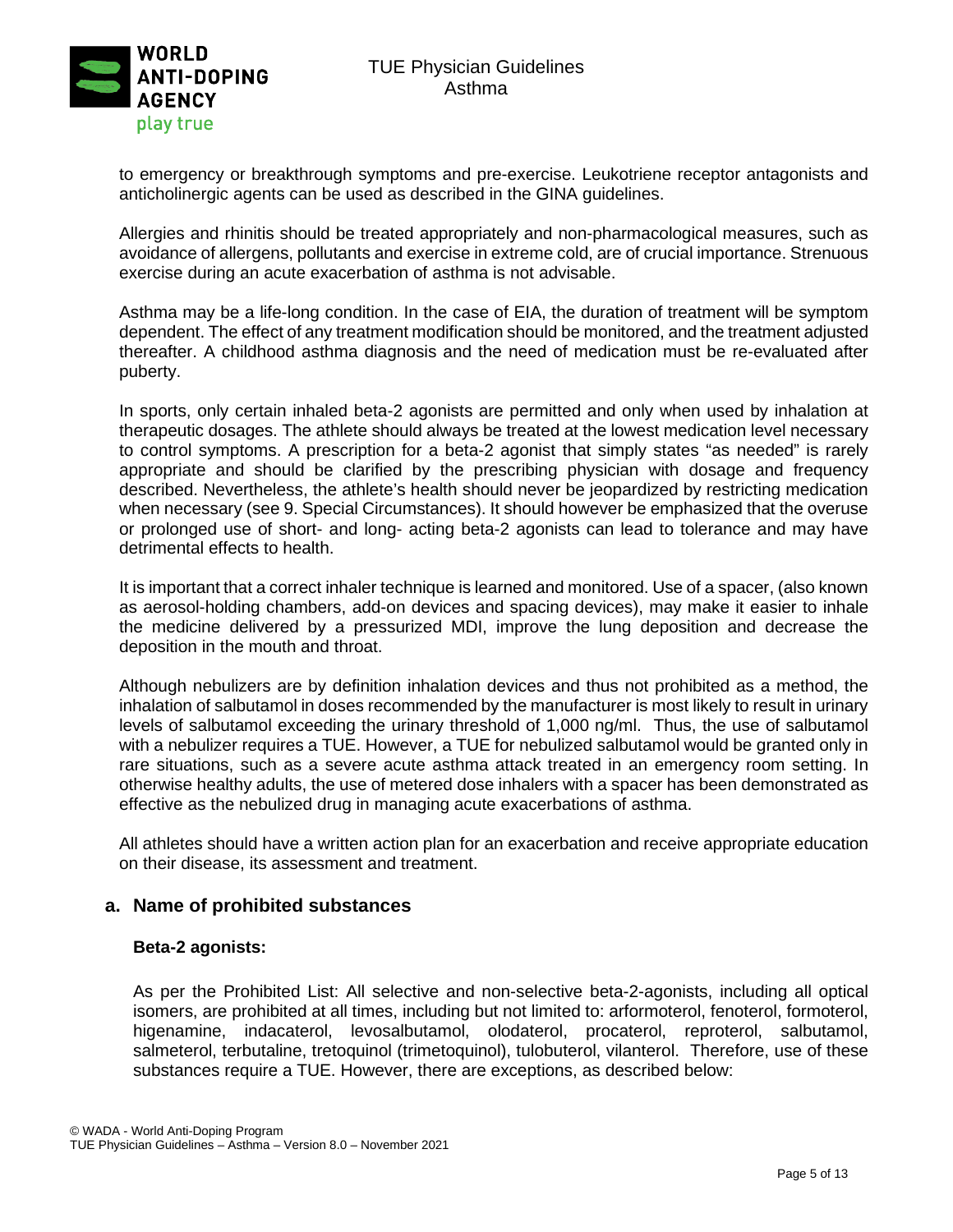to emergency or breakthrough symptoms and pre-exercise. Leukotriene receptor antagonists and anticholinergic agents can be used as described in the GINA guidelines.

Allergies and rhinitis should be treated appropriately and non-pharmacological measures, such as avoidance of allergens, pollutants and exercise in extreme cold, are of crucial importance. Strenuous exercise during an acute exacerbation of asthma is not advisable.

Asthma may be a life-long condition. In the case of EIA, the duration of treatment will be symptom dependent. The effect of any treatment modification should be monitored, and the treatment adjusted thereafter. A childhood asthma diagnosis and the need of medication must be re-evaluated after puberty.

In sports, only certain inhaled beta-2 agonists are permitted and only when used by inhalation at therapeutic dosages. The athlete should always be treated at the lowest medication level necessary to control symptoms. A prescription for a beta-2 agonist that simply states "as needed" is rarely appropriate and should be clarified by the prescribing physician with dosage and frequency described. Nevertheless, the athlete's health should never be jeopardized by restricting medication when necessary (see 9. Special Circumstances). It should however be emphasized that the overuse or prolonged use of short- and long- acting beta-2 agonists can lead to tolerance and may have detrimental effects to health.

It is important that a correct inhaler technique is learned and monitored. Use of a spacer, (also known as aerosol-holding chambers, add-on devices and spacing devices), may make it easier to inhale the medicine delivered by a pressurized MDI, improve the lung deposition and decrease the deposition in the mouth and throat.

Although nebulizers are by definition inhalation devices and thus not prohibited as a method, the inhalation of salbutamol in doses recommended by the manufacturer is most likely to result in urinary levels of salbutamol exceeding the urinary threshold of 1,000 ng/ml. Thus, the use of salbutamol with a nebulizer requires a TUE. However, a TUE for nebulized salbutamol would be granted only in rare situations, such as a severe acute asthma attack treated in an emergency room setting. In otherwise healthy adults, the use of metered dose inhalers with a spacer has been demonstrated as effective as the nebulized drug in managing acute exacerbations of asthma.

All athletes should have a written action plan for an exacerbation and receive appropriate education on their disease, its assessment and treatment.

## a. Name of prohibited substances

**Beta-2 agonists:**

As per the Prohibited List: All selective and non-selective beta-2-agonists, including all optical isomers, are prohibited at all times, including but not limited to: arformoterol, fenoterol, formoterol, higenamine, indacaterol, levosalbutamol, olodaterol, procaterol, reproterol, salbutamol, salmeterol, terbutaline, tretoquinol (trimetoquinol), tulobuterol, vilanterol. Therefore, use of these substances require a TUE. However, there are exceptions, as described below: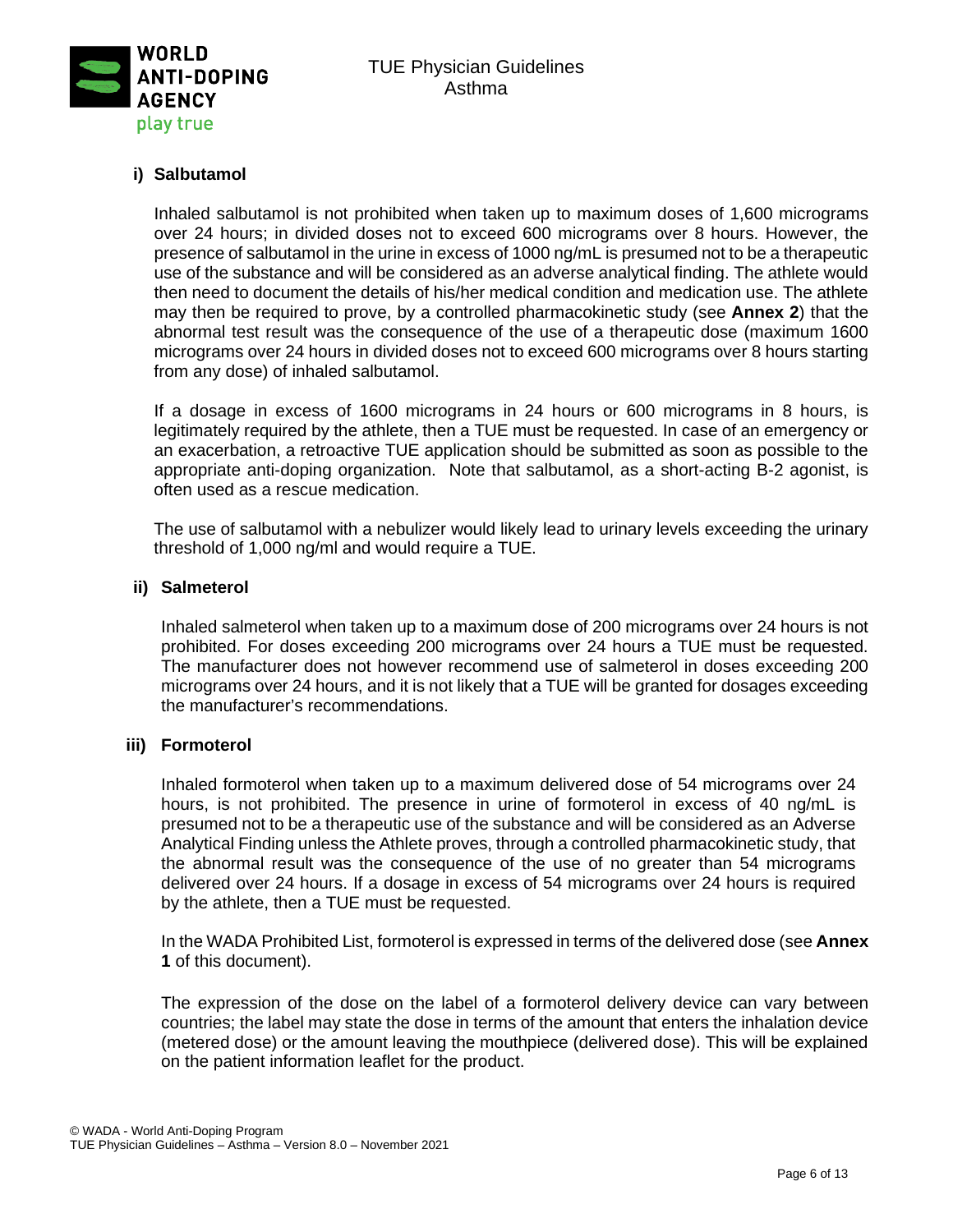### i) Salbutamol

Inhaled salbutamol is not prohibited when taken up to maximum doses of 1,600 micrograms over 24 hours; in divided doses not to exceed 600 micrograms over 8 hours. However, the presence of salbutamol in the urine in excess of 1000 ng/mL is presumed not to be a therapeutic use of the substance and will be considered as an adverse analytical finding. The athlete would then need to document the details of his/her medical condition and medication use. The athlete may then be required to prove, by a controlled pharmacokinetic study (see **Annex 2**) that the abnormal test result was the consequence of the use of a therapeutic dose (maximum 1600 micrograms over 24 hours in divided doses not to exceed 600 micrograms over 8 hours starting from any dose) of inhaled salbutamol.

If a dosage in excess of 1600 micrograms in 24 hours or 600 micrograms in 8 hours, is legitimately required by the athlete, then a TUE must be requested. In case of an emergency or an exacerbation, a retroactive TUE application should be submitted as soon as possible to the appropriate anti-doping organization. Note that salbutamol, as a short-acting B-2 agonist, is often used as a rescue medication.

The use of salbutamol with a nebulizer would likely lead to urinary levels exceeding the urinary threshold of 1,000 ng/ml and would require a TUE.

### ii) Salmeterol

Inhaled salmeterol when taken up to a maximum dose of 200 micrograms over 24 hours is not prohibited. For doses exceeding 200 micrograms over 24 hours a TUE must be requested. The manufacturer does not however recommend use of salmeterol in doses exceeding 200 micrograms over 24 hours, and it is not likely that a TUE will be granted for dosages exceeding the manufacturer's recommendations.

### iii) Formoterol

Inhaled formoterol when taken up to a maximum delivered dose of 54 micrograms over 24 hours, is not prohibited. The presence in urine of formoterol in excess of 40 ng/mL is presumed not to be a therapeutic use of the substance and will be considered as an Adverse Analytical Finding unless the Athlete proves, through a controlled pharmacokinetic study, that the abnormal result was the consequence of the use of no greater than 54 micrograms delivered over 24 hours. If a dosage in excess of 54 micrograms over 24 hours is required by the athlete, then a TUE must be requested.

In the WADA Prohibited List, formoterol is expressed in terms of the delivered dose (see **Annex 1** of this document).

The expression of the dose on the label of a formoterol delivery device can vary between countries; the label may state the dose in terms of the amount that enters the inhalation device (metered dose) or the amount leaving the mouthpiece (delivered dose). This will be explained on the patient information leaflet for the product.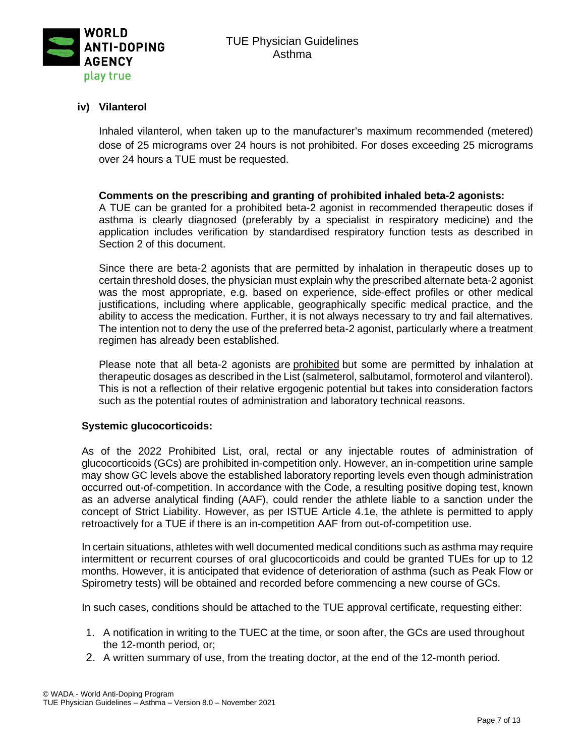### iv) Vilanterol

Inhaled vilanterol, when taken up to the manufacturer's maximum recommended (metered) dose of 25 micrograms over 24 hours is not prohibited. For doses exceeding 25 micrograms over 24 hours a TUE must be requested.

**Comments on the prescribing and granting of prohibited inhaled beta-2 agonists:**
A TUE can be granted for a prohibited beta-2 agonist in recommended therapeutic doses if asthma is clearly diagnosed (preferably by a specialist in respiratory medicine) and the application includes verification by standardised respiratory function tests as described in Section 2 of this document.

Since there are beta-2 agonists that are permitted by inhalation in therapeutic doses up to certain threshold doses, the physician must explain why the prescribed alternate beta-2 agonist was the most appropriate, e.g. based on experience, side-effect profiles or other medical justifications, including where applicable, geographically specific medical practice, and the ability to access the medication. Further, it is not always necessary to try and fail alternatives. The intention not to deny the use of the preferred beta-2 agonist, particularly where a treatment regimen has already been established.

Please note that all beta-2 agonists are prohibited but some are permitted by inhalation at therapeutic dosages as described in the List (salmeterol, salbutamol, formoterol and vilanterol). This is not a reflection of their relative ergogenic potential but takes into consideration factors such as the potential routes of administration and laboratory technical reasons.

**Systemic glucocorticoids:**

As of the 2022 Prohibited List, oral, rectal or any injectable routes of administration of glucocorticoids (GCs) are prohibited in-competition only. However, an in-competition urine sample may show GC levels above the established laboratory reporting levels even though administration occurred out-of-competition. In accordance with the Code, a resulting positive doping test, known as an adverse analytical finding (AAF), could render the athlete liable to a sanction under the concept of Strict Liability. However, as per ISTUE Article 4.1e, the athlete is permitted to apply retroactively for a TUE if there is an in-competition AAF from out-of-competition use.

In certain situations, athletes with well documented medical conditions such as asthma may require intermittent or recurrent courses of oral glucocorticoids and could be granted TUEs for up to 12 months. However, it is anticipated that evidence of deterioration of asthma (such as Peak Flow or Spirometry tests) will be obtained and recorded before commencing a new course of GCs.

In such cases, conditions should be attached to the TUE approval certificate, requesting either:

1. A notification in writing to the TUEC at the time, or soon after, the GCs are used throughout the 12-month period, or;
2. A written summary of use, from the treating doctor, at the end of the 12-month period.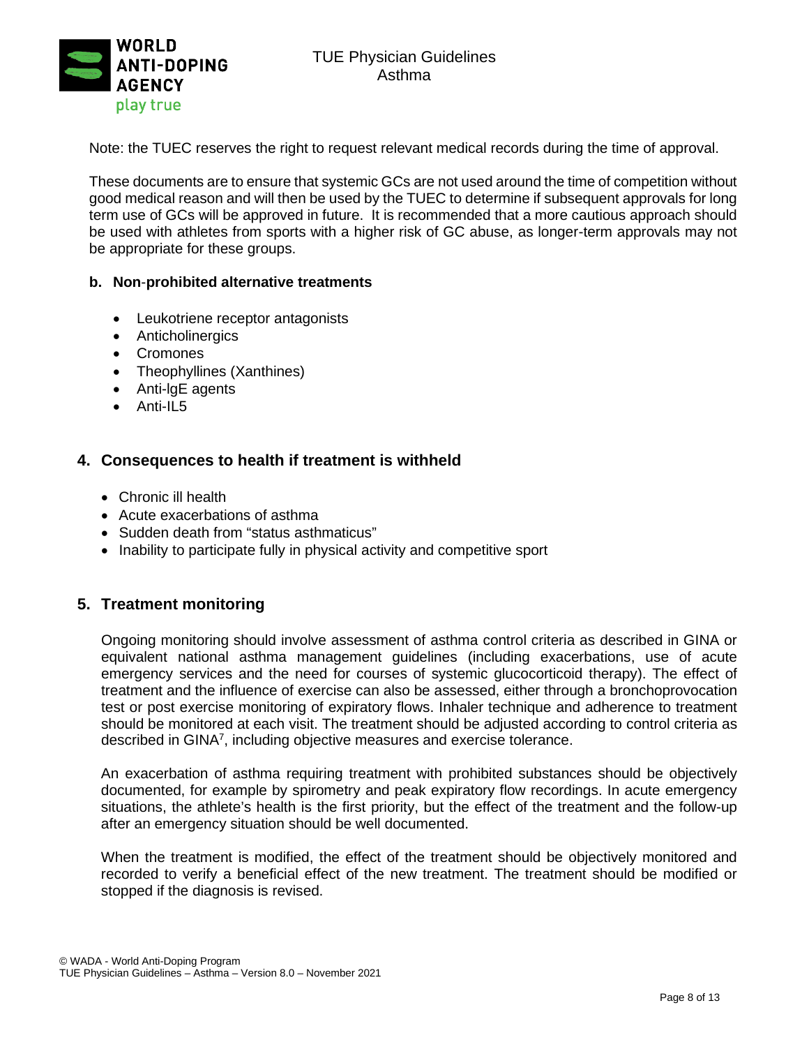Note: the TUEC reserves the right to request relevant medical records during the time of approval.

These documents are to ensure that systemic GCs are not used around the time of competition without good medical reason and will then be used by the TUEC to determine if subsequent approvals for long term use of GCs will be approved in future. It is recommended that a more cautious approach should be used with athletes from sports with a higher risk of GC abuse, as longer-term approvals may not be appropriate for these groups.

**b. Non-prohibited alternative treatments**

- Leukotriene receptor antagonists
- Anticholinergics
- Cromones
- Theophyllines (Xanthines)
- Anti-IgE agents
- Anti-IL5

## 4. Consequences to health if treatment is withheld

- Chronic ill health
- Acute exacerbations of asthma
- Sudden death from "status asthmaticus"
- Inability to participate fully in physical activity and competitive sport

## 5. Treatment monitoring

Ongoing monitoring should involve assessment of asthma control criteria as described in GINA or equivalent national asthma management guidelines (including exacerbations, use of acute emergency services and the need for courses of systemic glucocorticoid therapy). The effect of treatment and the influence of exercise can also be assessed, either through a bronchoprovocation test or post exercise monitoring of expiratory flows. Inhaler technique and adherence to treatment should be monitored at each visit. The treatment should be adjusted according to control criteria as described in GINA[7], including objective measures and exercise tolerance.

An exacerbation of asthma requiring treatment with prohibited substances should be objectively documented, for example by spirometry and peak expiratory flow recordings. In acute emergency situations, the athlete's health is the first priority, but the effect of the treatment and the follow-up after an emergency situation should be well documented.

When the treatment is modified, the effect of the treatment should be objectively monitored and recorded to verify a beneficial effect of the new treatment. The treatment should be modified or stopped if the diagnosis is revised.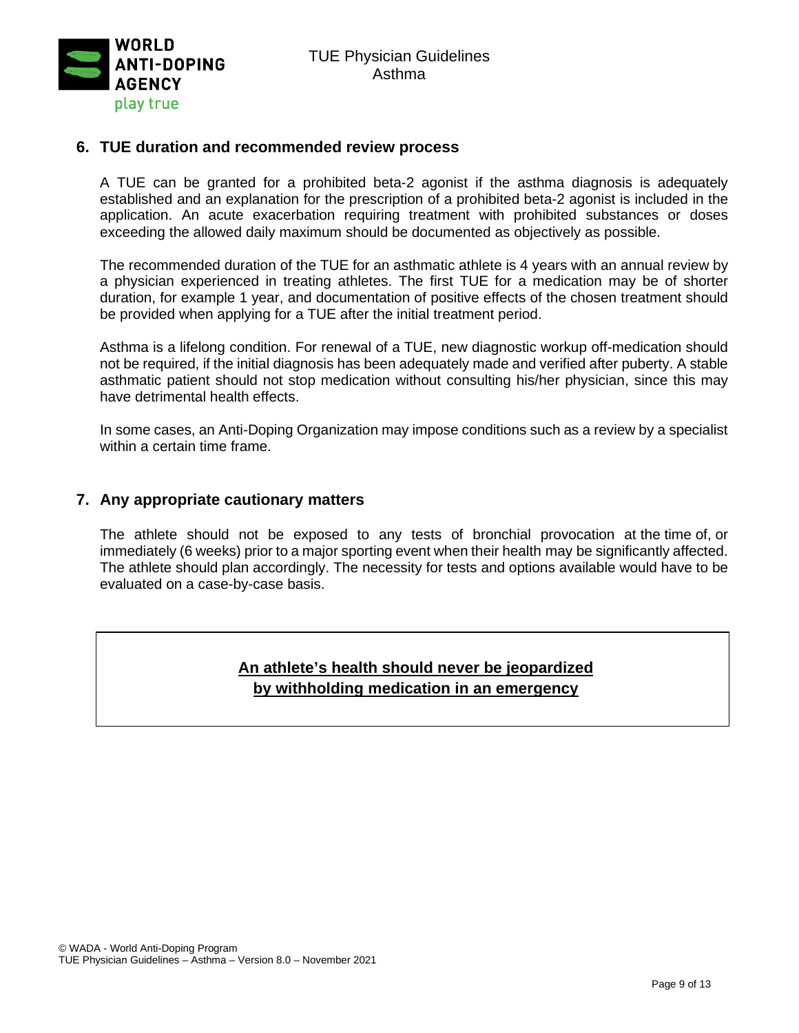## 6. TUE duration and recommended review process

A TUE can be granted for a prohibited beta-2 agonist if the asthma diagnosis is adequately established and an explanation for the prescription of a prohibited beta-2 agonist is included in the application. An acute exacerbation requiring treatment with prohibited substances or doses exceeding the allowed daily maximum should be documented as objectively as possible.

The recommended duration of the TUE for an asthmatic athlete is 4 years with an annual review by a physician experienced in treating athletes. The first TUE for a medication may be of shorter duration, for example 1 year, and documentation of positive effects of the chosen treatment should be provided when applying for a TUE after the initial treatment period.

Asthma is a lifelong condition. For renewal of a TUE, new diagnostic workup off-medication should not be required, if the initial diagnosis has been adequately made and verified after puberty. A stable asthmatic patient should not stop medication without consulting his/her physician, since this may have detrimental health effects.

In some cases, an Anti-Doping Organization may impose conditions such as a review by a specialist within a certain time frame.

## 7. Any appropriate cautionary matters

The athlete should not be exposed to any tests of bronchial provocation at the time of, or immediately (6 weeks) prior to a major sporting event when their health may be significantly affected. The athlete should plan accordingly. The necessity for tests and options available would have to be evaluated on a case-by-case basis.

**An athlete's health should never be jeopardized by withholding medication in an emergency**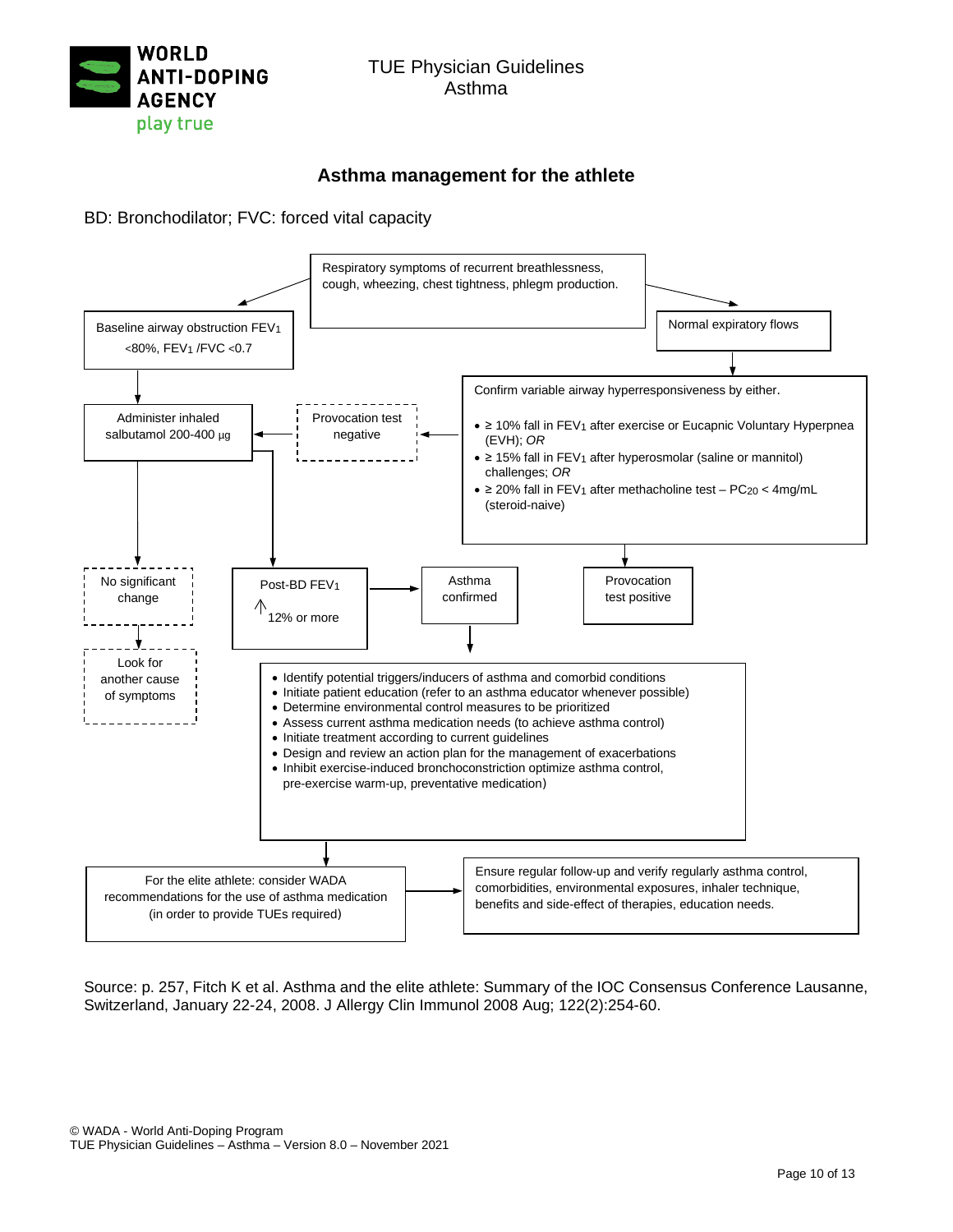## Asthma management for the athlete

BD: Bronchodilator; FVC: forced vital capacity

Respiratory symptoms of recurrent breathlessness, cough, wheezing, chest tightness, phlegm production.

Baseline airway obstruction $FEV_1$ <80%, $FEV_1$ /FVC <0.7

Normal expiratory flows

Confirm variable airway hyperresponsiveness by either.

- ≥ 10% fall in $FEV_1$ after exercise or Eucapnic Voluntary Hyperpnea (EVH); *OR*
- ≥ 15% fall in $FEV_1$ after hyperosmolar (saline or mannitol) challenges; *OR*
- ≥ 20% fall in $FEV_1$ after methacholine test – $PC_{20}$ < 4mg/mL (steroid-naive)

Administer inhaled salbutamol 200-400 µg

Provocation test negative

No significant change

Look for another cause of symptoms

Post-BD $FEV_1$ ↑ 12% or more

Asthma confirmed

Provocation test positive

- Identify potential triggers/inducers of asthma and comorbid conditions
- Initiate patient education (refer to an asthma educator whenever possible)
- Determine environmental control measures to be prioritized
- Assess current asthma medication needs (to achieve asthma control)
- Initiate treatment according to current guidelines
- Design and review an action plan for the management of exacerbations
- Inhibit exercise-induced bronchoconstriction optimize asthma control, pre-exercise warm-up, preventative medication)

For the elite athlete: consider WADA recommendations for the use of asthma medication (in order to provide TUEs required)

Ensure regular follow-up and verify regularly asthma control, comorbidities, environmental exposures, inhaler technique, benefits and side-effect of therapies, education needs.

Source: p. 257, Fitch K et al. Asthma and the elite athlete: Summary of the IOC Consensus Conference Lausanne, Switzerland, January 22-24, 2008. J Allergy Clin Immunol 2008 Aug; 122(2):254-60.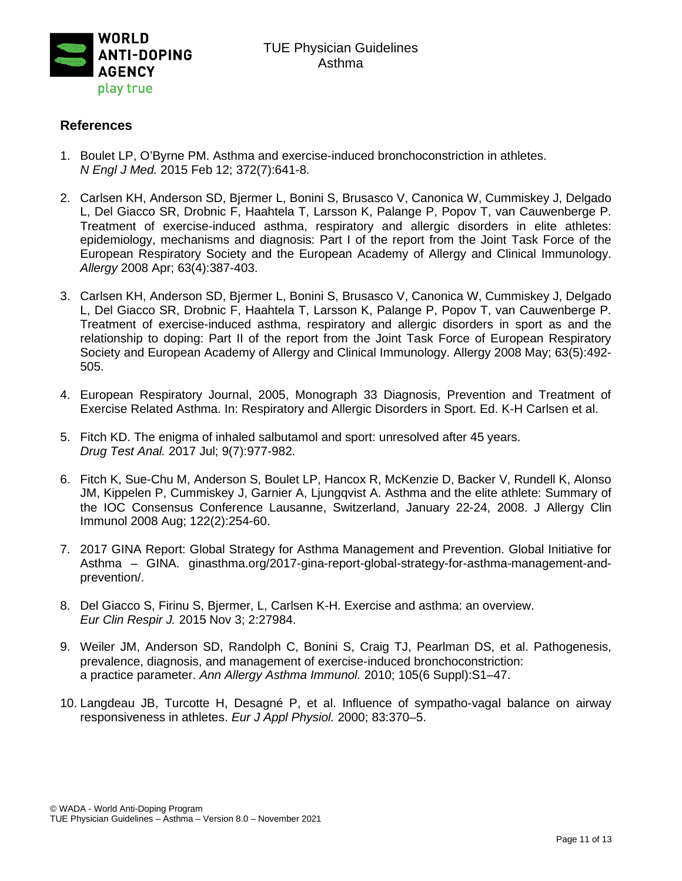## References

1. Boulet LP, O'Byrne PM. Asthma and exercise-induced bronchoconstriction in athletes. *N Engl J Med.* 2015 Feb 12; 372(7):641-8.

2. Carlsen KH, Anderson SD, Bjermer L, Bonini S, Brusasco V, Canonica W, Cummiskey J, Delgado L, Del Giacco SR, Drobnic F, Haahtela T, Larsson K, Palange P, Popov T, van Cauwenberge P. Treatment of exercise-induced asthma, respiratory and allergic disorders in elite athletes: epidemiology, mechanisms and diagnosis: Part I of the report from the Joint Task Force of the European Respiratory Society and the European Academy of Allergy and Clinical Immunology. *Allergy* 2008 Apr; 63(4):387-403.

3. Carlsen KH, Anderson SD, Bjermer L, Bonini S, Brusasco V, Canonica W, Cummiskey J, Delgado L, Del Giacco SR, Drobnic F, Haahtela T, Larsson K, Palange P, Popov T, van Cauwenberge P. Treatment of exercise-induced asthma, respiratory and allergic disorders in sport as and the relationship to doping: Part II of the report from the Joint Task Force of European Respiratory Society and European Academy of Allergy and Clinical Immunology. Allergy 2008 May; 63(5):492-505.

4. European Respiratory Journal, 2005, Monograph 33 Diagnosis, Prevention and Treatment of Exercise Related Asthma. In: Respiratory and Allergic Disorders in Sport. Ed. K-H Carlsen et al.

5. Fitch KD. The enigma of inhaled salbutamol and sport: unresolved after 45 years. *Drug Test Anal.* 2017 Jul; 9(7):977-982.

6. Fitch K, Sue-Chu M, Anderson S, Boulet LP, Hancox R, McKenzie D, Backer V, Rundell K, Alonso JM, Kippelen P, Cummiskey J, Garnier A, Ljungqvist A. Asthma and the elite athlete: Summary of the IOC Consensus Conference Lausanne, Switzerland, January 22-24, 2008. J Allergy Clin Immunol 2008 Aug; 122(2):254-60.

7. 2017 GINA Report: Global Strategy for Asthma Management and Prevention. Global Initiative for Asthma – GINA. ginasthma.org/2017-gina-report-global-strategy-for-asthma-management-and-prevention/.

8. Del Giacco S, Firinu S, Bjermer, L, Carlsen K-H. Exercise and asthma: an overview. *Eur Clin Respir J.* 2015 Nov 3; 2:27984.

9. Weiler JM, Anderson SD, Randolph C, Bonini S, Craig TJ, Pearlman DS, et al. Pathogenesis, prevalence, diagnosis, and management of exercise-induced bronchoconstriction: a practice parameter. *Ann Allergy Asthma Immunol.* 2010; 105(6 Suppl):S1–47.

10. Langdeau JB, Turcotte H, Desagné P, et al. Influence of sympatho-vagal balance on airway responsiveness in athletes. *Eur J Appl Physiol.* 2000; 83:370–5.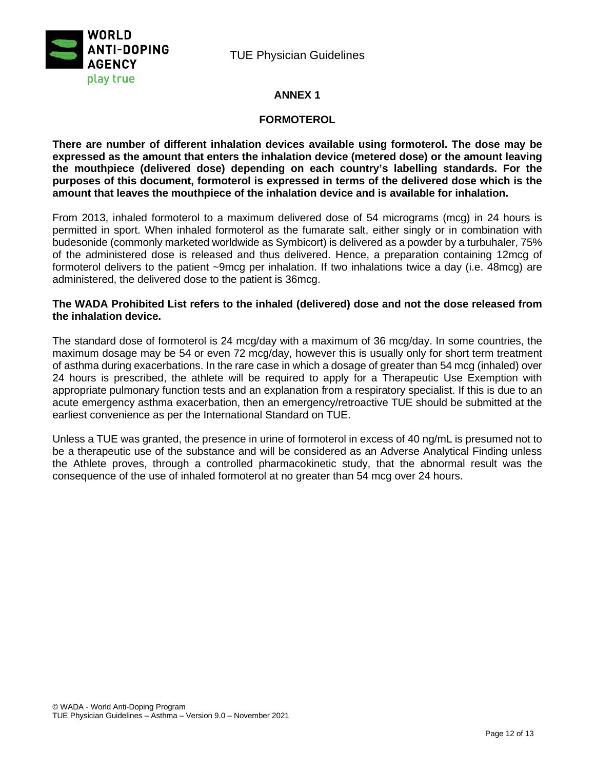## ANNEX 1

## FORMOTEROL

**There are number of different inhalation devices available using formoterol. The dose may be expressed as the amount that enters the inhalation device (metered dose) or the amount leaving the mouthpiece (delivered dose) depending on each country's labelling standards. For the purposes of this document, formoterol is expressed in terms of the delivered dose which is the amount that leaves the mouthpiece of the inhalation device and is available for inhalation.**

From 2013, inhaled formoterol to a maximum delivered dose of 54 micrograms (mcg) in 24 hours is permitted in sport. When inhaled formoterol as the fumarate salt, either singly or in combination with budesonide (commonly marketed worldwide as Symbicort) is delivered as a powder by a turbuhaler, 75% of the administered dose is released and thus delivered. Hence, a preparation containing 12mcg of formoterol delivers to the patient ~9mcg per inhalation. If two inhalations twice a day (i.e. 48mcg) are administered, the delivered dose to the patient is 36mcg.

**The WADA Prohibited List refers to the inhaled (delivered) dose and not the dose released from the inhalation device.**

The standard dose of formoterol is 24 mcg/day with a maximum of 36 mcg/day. In some countries, the maximum dosage may be 54 or even 72 mcg/day, however this is usually only for short term treatment of asthma during exacerbations. In the rare case in which a dosage of greater than 54 mcg (inhaled) over 24 hours is prescribed, the athlete will be required to apply for a Therapeutic Use Exemption with appropriate pulmonary function tests and an explanation from a respiratory specialist. If this is due to an acute emergency asthma exacerbation, then an emergency/retroactive TUE should be submitted at the earliest convenience as per the International Standard on TUE.

Unless a TUE was granted, the presence in urine of formoterol in excess of 40 ng/mL is presumed not to be a therapeutic use of the substance and will be considered as an Adverse Analytical Finding unless the Athlete proves, through a controlled pharmacokinetic study, that the abnormal result was the consequence of the use of inhaled formoterol at no greater than 54 mcg over 24 hours.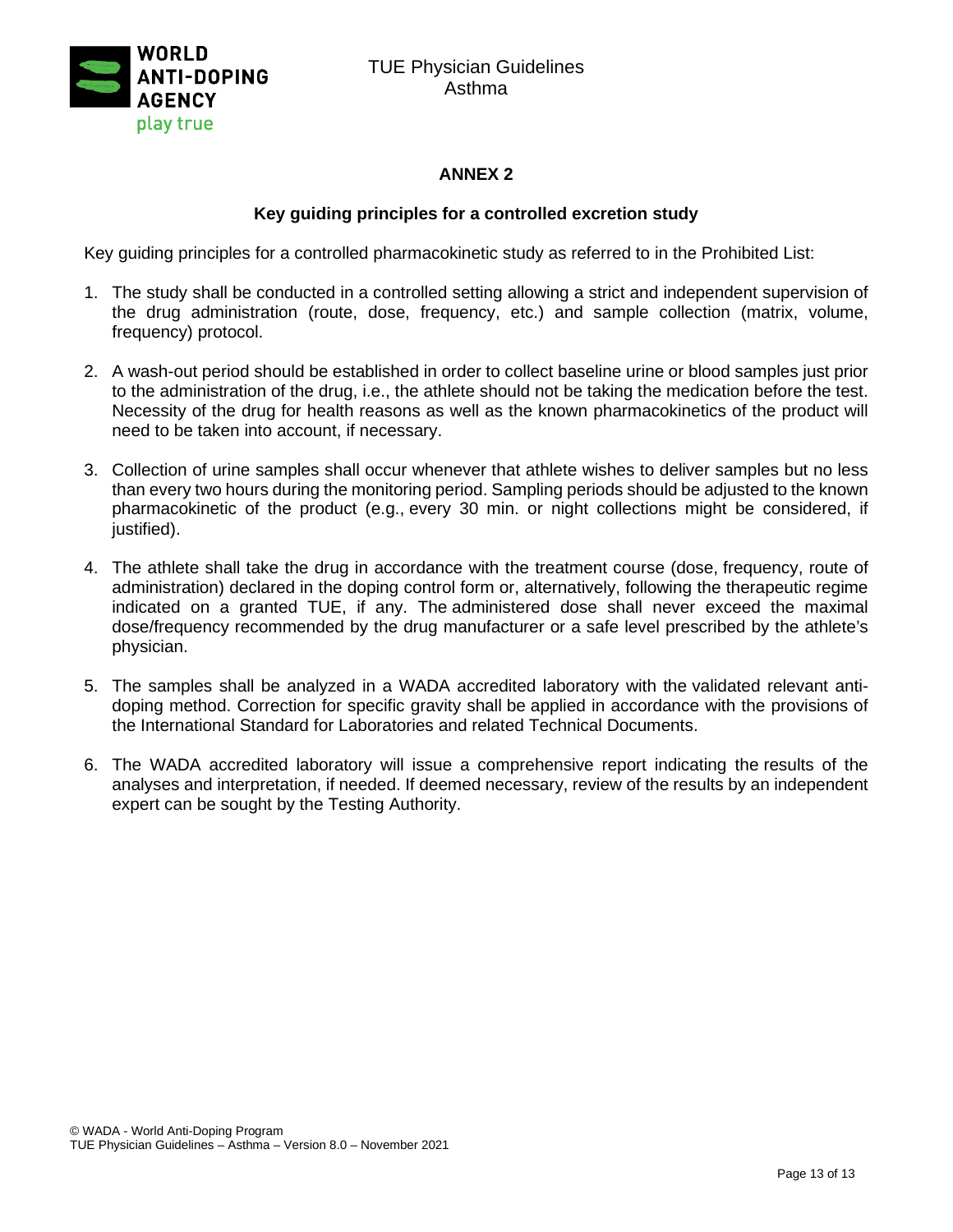## ANNEX 2

### Key guiding principles for a controlled excretion study

Key guiding principles for a controlled pharmacokinetic study as referred to in the Prohibited List:

1. The study shall be conducted in a controlled setting allowing a strict and independent supervision of the drug administration (route, dose, frequency, etc.) and sample collection (matrix, volume, frequency) protocol.

2. A wash-out period should be established in order to collect baseline urine or blood samples just prior to the administration of the drug, i.e., the athlete should not be taking the medication before the test. Necessity of the drug for health reasons as well as the known pharmacokinetics of the product will need to be taken into account, if necessary.

3. Collection of urine samples shall occur whenever that athlete wishes to deliver samples but no less than every two hours during the monitoring period. Sampling periods should be adjusted to the known pharmacokinetic of the product (e.g., every 30 min. or night collections might be considered, if justified).

4. The athlete shall take the drug in accordance with the treatment course (dose, frequency, route of administration) declared in the doping control form or, alternatively, following the therapeutic regime indicated on a granted TUE, if any. The administered dose shall never exceed the maximal dose/frequency recommended by the drug manufacturer or a safe level prescribed by the athlete's physician.

5. The samples shall be analyzed in a WADA accredited laboratory with the validated relevant anti-doping method. Correction for specific gravity shall be applied in accordance with the provisions of the International Standard for Laboratories and related Technical Documents.

6. The WADA accredited laboratory will issue a comprehensive report indicating the results of the analyses and interpretation, if needed. If deemed necessary, review of the results by an independent expert can be sought by the Testing Authority.